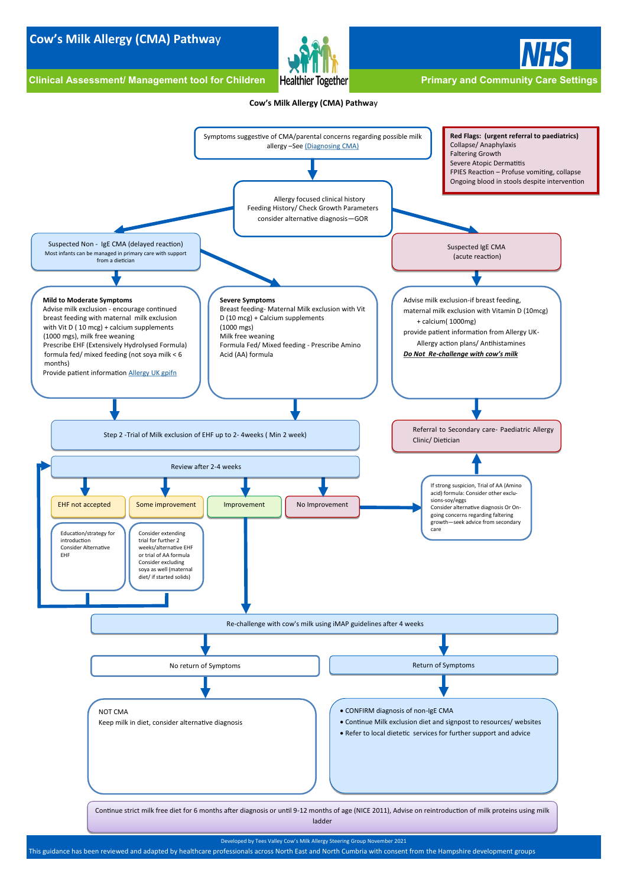# Cow's Milk Allergy (CMA) Pathway

**Clinical Assessment/ Management tool for Children**

Healthier Together

NHS

**Primary and Community Care Settings**

## Cow's Milk Allergy (CMA) Pathway

Symptoms suggestive of CMA/parental concerns regarding possible milk allergy –See [Diagnosing CMA]

**Red Flags: (urgent referral to paediatrics)**
Collapse/ Anaphylaxis
Faltering Growth
Severe Atopic Dermatitis
FPIES Reaction – Profuse vomiting, collapse
Ongoing blood in stools despite intervention

Allergy focused clinical history
Feeding History/ Check Growth Parameters
consider alternative diagnosis—GOR

### Suspected Non - IgE CMA (delayed reaction)

Most infants can be managed in primary care with support from a dietician

**Mild to Moderate Symptoms**
Advise milk exclusion - encourage continued breast feeding with maternal milk exclusion with Vit D ( 10 mcg) + calcium supplements (1000 mgs), milk free weaning
Prescribe EHF (Extensively Hydrolysed Formula) formula fed/ mixed feeding (not soya milk < 6 months)
Provide patient information [Allergy UK gpifn]

**Severe Symptoms**
Breast feeding- Maternal Milk exclusion with Vit D (10 mcg) + Calcium supplements (1000 mgs)
Milk free weaning
Formula Fed/ Mixed feeding - Prescribe Amino Acid (AA) formula

Step 2 -Trial of Milk exclusion of EHF up to 2- 4weeks ( Min 2 week)

Review after 2-4 weeks

- **EHF not accepted** → Education/strategy for introduction. Consider Alternative EHF (then return to review)
- **Some improvement** → Consider extending trial for further 2 weeks/alternative EHF or trial of AA formula. Consider excluding soya as well (maternal diet/ if started solids) (then return to review)
- **Improvement** → Re-challenge
- **No Improvement** → If strong suspicion, Trial of AA (Amino acid) formula: Consider other exclusions-soy/eggs. Consider alternative diagnosis Or On-going concerns regarding faltering growth—seek advice from secondary care → Referral to Secondary care- Paediatric Allergy Clinic/ Dietician

### Suspected IgE CMA (acute reaction)

Advise milk exclusion-if breast feeding, maternal milk exclusion with Vitamin D (10mcg) + calcium( 1000mg)
provide patient information from Allergy UK- Allergy action plans/ Antihistamines
***Do Not Re-challenge with cow's milk***

Referral to Secondary care- Paediatric Allergy Clinic/ Dietician

### Re-challenge with cow's milk using iMAP guidelines after 4 weeks

**No return of Symptoms**

NOT CMA
Keep milk in diet, consider alternative diagnosis

**Return of Symptoms**

- CONFIRM diagnosis of non-IgE CMA
- Continue Milk exclusion diet and signpost to resources/ websites
- Refer to local dietetic services for further support and advice

Continue strict milk free diet for 6 months after diagnosis or until 9-12 months of age (NICE 2011), Advise on reintroduction of milk proteins using milk ladder

Developed by Tees Valley Cow's Milk Allergy Steering Group November 2021
This guidance has been reviewed and adapted by healthcare professionals across North East and North Cumbria with consent from the Hampshire development groups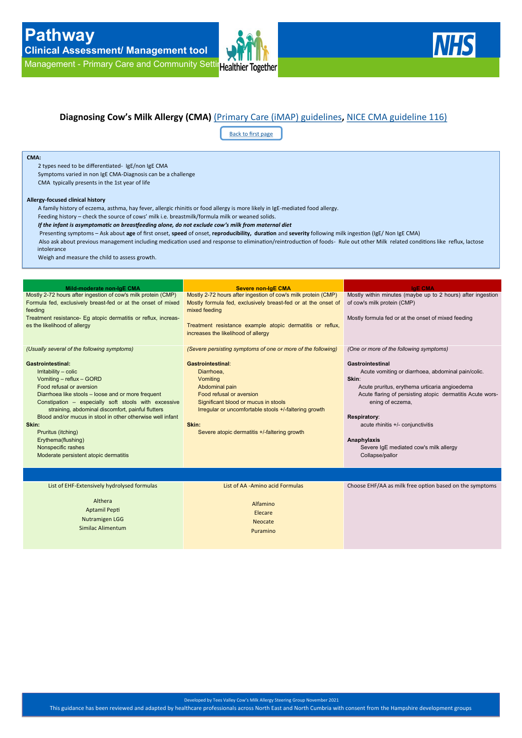# Pathway

## Clinical Assessment/ Management tool

Management - Primary Care and Community Setti Healthier Together

NHS

## Diagnosing Cow's Milk Allergy (CMA) (Primary Care (iMAP) guidelines, NICE CMA guideline 116)

Back to first page

**CMA:**

2 types need to be differentiated- IgE/non IgE CMA

Symptoms varied in non IgE CMA-Diagnosis can be a challenge

CMA typically presents in the 1st year of life

**Allergy-focused clinical history**

A family history of eczema, asthma, hay fever, allergic rhinitis or food allergy is more likely in IgE-mediated food allergy.

Feeding history – check the source of cows' milk i.e. breastmilk/formula milk or weaned solids.

***If the infant is asymptomatic on breastfeeding alone, do not exclude cow's milk from maternal diet***

Presenting symptoms – Ask about **age** of first onset, **speed** of onset, **reproducibility**, **duration** and **severity** following milk ingestion (IgE/ Non IgE CMA)

Also ask about previous management including medication used and response to elimination/reintroduction of foods- Rule out other Milk related conditions like reflux, lactose intolerance

Weigh and measure the child to assess growth.

| Mild-moderate non-IgE CMA | Severe non-IgE CMA | IgE CMA |
|---|---|---|
| Mostly 2-72 hours after ingestion of cow's milk protein (CMP)<br>Formula fed, exclusively breast-fed or at the onset of mixed feeding<br>Treatment resistance- Eg atopic dermatitis or reflux, increases the likelihood of allergy | Mostly 2-72 hours after ingestion of cow's milk protein (CMP)<br>Mostly formula fed, exclusively breast-fed or at the onset of mixed feeding<br>Treatment resistance example atopic dermatitis or reflux, increases the likelihood of allergy | Mostly within minutes (maybe up to 2 hours) after ingestion of cow's milk protein (CMP)<br>Mostly formula fed or at the onset of mixed feeding |
| *(Usually several of the following symptoms)*<br>**Gastrointestinal:**<br>Irritability – colic<br>Vomiting – reflux – GORD<br>Food refusal or aversion<br>Diarrhoea like stools – loose and or more frequent<br>Constipation – especially soft stools with excessive straining, abdominal discomfort, painful flutters<br>Blood and/or mucus in stool in other otherwise well infant<br>**Skin:**<br>Pruritus (itching)<br>Erythema(flushing)<br>Nonspecific rashes<br>Moderate persistent atopic dermatitis | *(Severe persisting symptoms of one or more of the following)*<br>**Gastrointestinal**:<br>Diarrhoea,<br>Vomiting<br>Abdominal pain<br>Food refusal or aversion<br>Significant blood or mucus in stools<br>Irregular or uncomfortable stools +/-faltering growth<br>**Skin:**<br>Severe atopic dermatitis +/-faltering growth | *(One or more of the following symptoms)*<br>**Gastrointestinal**<br>Acute vomiting or diarrhoea, abdominal pain/colic.<br>**Skin**:<br>Acute pruritus, erythema urticaria angioedema<br>Acute flaring of persisting atopic dermatitis Acute worsening of eczema,<br>**Respiratory**:<br>acute rhinitis +/- conjunctivitis<br>**Anaphylaxis**<br>Severe IgE mediated cow's milk allergy<br>Collapse/pallor |
| List of EHF-Extensively hydrolysed formulas<br>Althera<br>Aptamil Pepti<br>Nutramigen LGG<br>Similac Alimentum | List of AA -Amino acid Formulas<br>Alfamino<br>Elecare<br>Neocate<br>Puramino | Choose EHF/AA as milk free option based on the symptoms |

Developed by Tees Valley Cow's Milk Allergy Steering Group November 2021

This guidance has been reviewed and adapted by healthcare professionals across North East and North Cumbria with consent from the Hampshire development groups